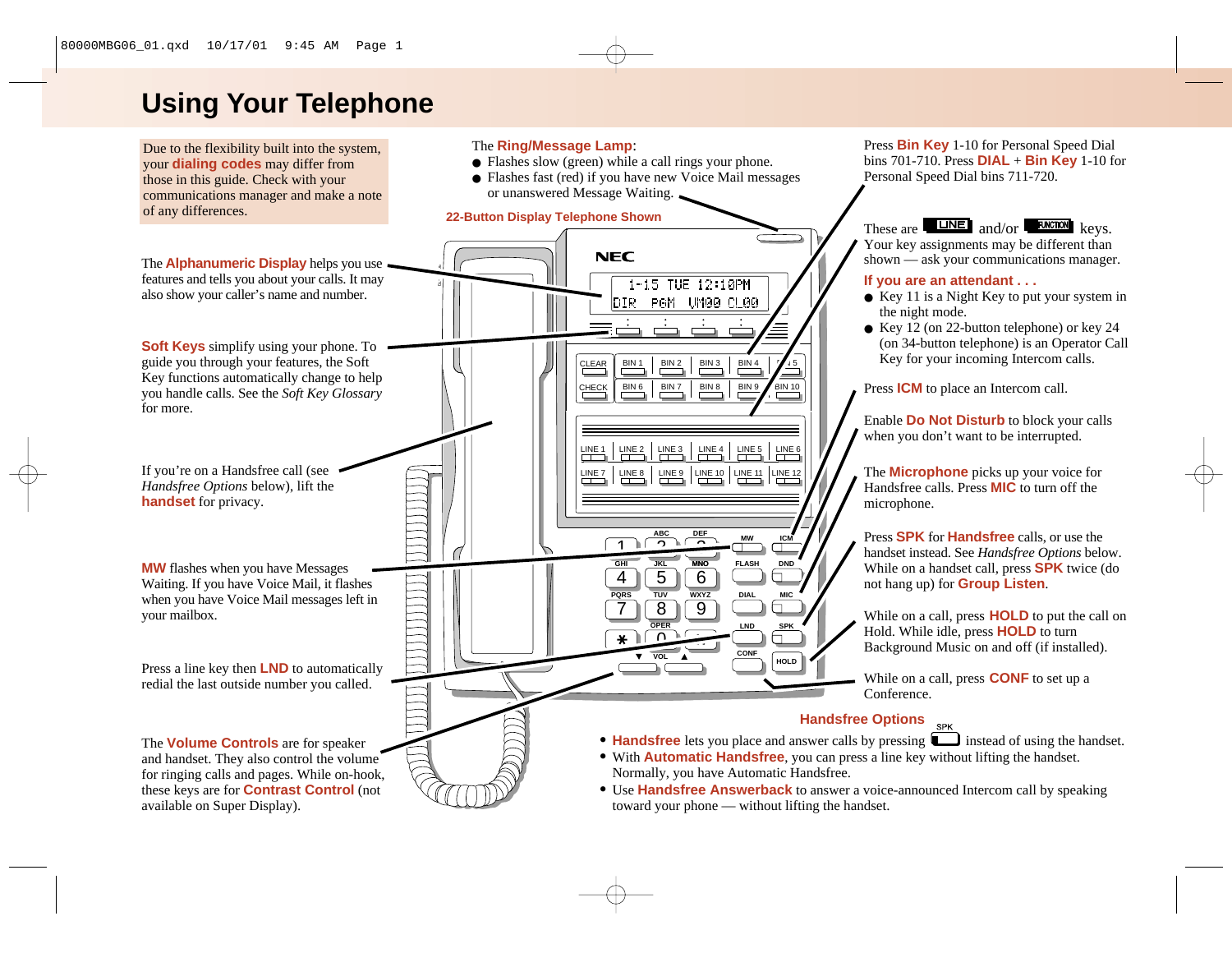# Using Your Telephone

Due to the flexibility built into the system, your **dialing codes** may differ from those in this guide. Check with your communications manager and make a note of any differences.

The **Alphanumeric Display** helps you use features and tells you about your calls. It may also show your caller's name and number.

**Soft Keys** simplify using your phone. To guide you through your features, the Soft Key functions automatically change to help you handle calls. See the *Soft Key Glossary* for more.

If you're on a Handsfree call (see *Handsfree Options* below), lift the **handset** for privacy.

**MW** flashes when you have Messages Waiting. If you have Voice Mail, it flashes when you have Voice Mail messages left in your mailbox.

Press a line key then **LND** to automatically redial the last outside number you called.

The **Volume Controls** are for speaker and handset. They also control the volume for ringing calls and pages. While on-hook, these keys are for **Contrast Control** (not available on Super Display).

The **Ring/Message Lamp**:

- Flashes slow (green) while a call rings your phone.
- Flashes fast (red) if you have new Voice Mail messages or unanswered Message Waiting.

**22-Button Display Telephone Shown**

Press **Bin Key** 1-10 for Personal Speed Dial bins 701-710. Press **DIAL** + **Bin Key** 1-10 for Personal Speed Dial bins 711-720.

These are LINE and/or FUNCTION keys. Your key assignments may be different than shown — ask your communications manager.

**If you are an attendant . . .**

- Key 11 is a Night Key to put your system in the night mode.
- Key 12 (on 22-button telephone) or key 24 (on 34-button telephone) is an Operator Call Key for your incoming Intercom calls.

Press **ICM** to place an Intercom call.

Enable **Do Not Disturb** to block your calls when you don't want to be interrupted.

The **Microphone** picks up your voice for Handsfree calls. Press **MIC** to turn off the microphone.

Press **SPK** for **Handsfree** calls, or use the handset instead. See *Handsfree Options* below. While on a handset call, press **SPK** twice (do not hang up) for **Group Listen**.

While on a call, press **HOLD** to put the call on Hold. While idle, press **HOLD** to turn Background Music on and off (if installed).

While on a call, press **CONF** to set up a Conference.

## Handsfree Options

- **Handsfree** lets you place and answer calls by pressing SPK instead of using the handset.
- With **Automatic Handsfree**, you can press a line key without lifting the handset. Normally, you have Automatic Handsfree.
- Use **Handsfree Answerback** to answer a voice-announced Intercom call by speaking toward your phone — without lifting the handset.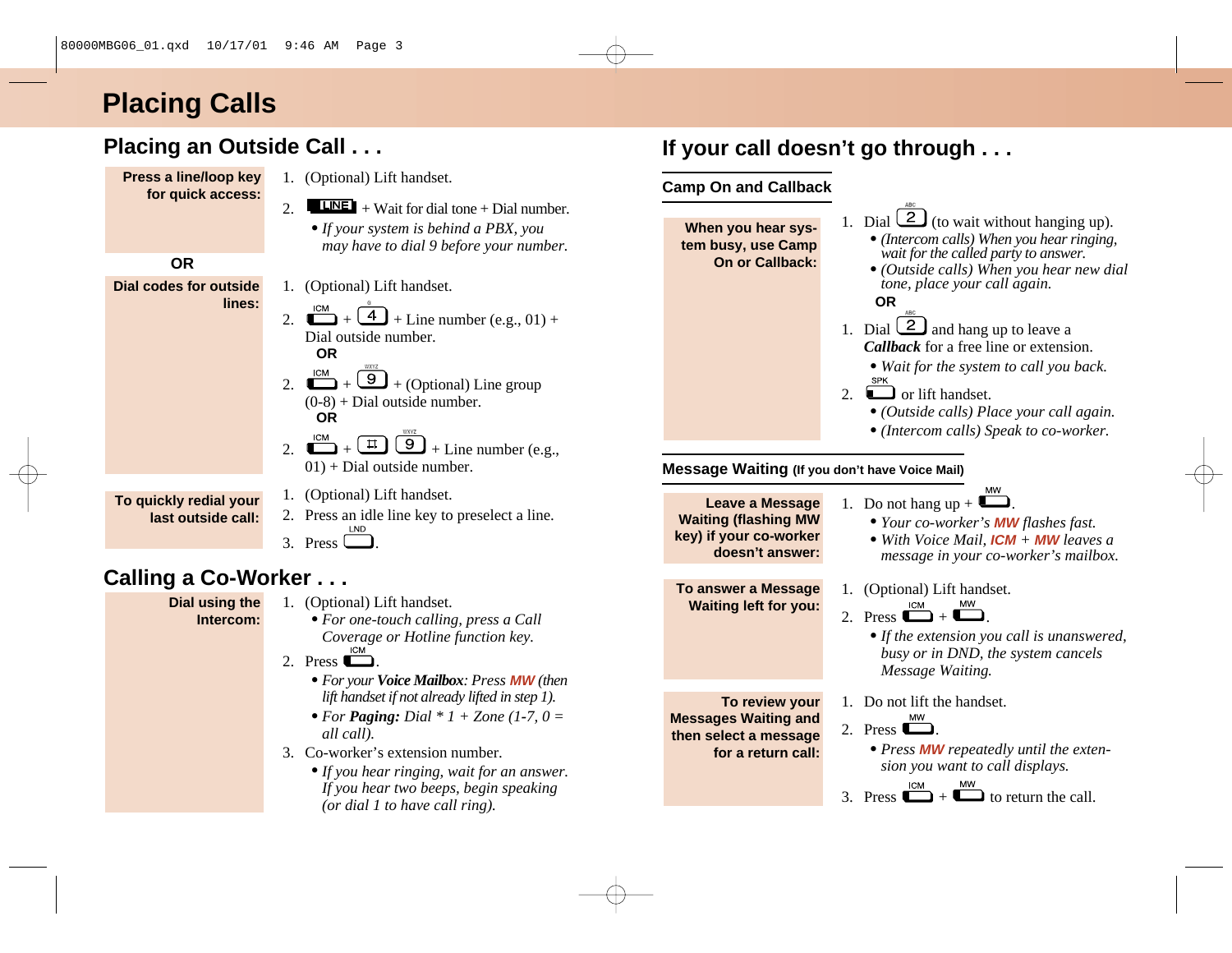# Placing Calls

## Placing an Outside Call . . .

**Press a line/loop key for quick access:**

1. (Optional) Lift handset.
2. LINE + Wait for dial tone + Dial number.
   - *If your system is behind a PBX, you may have to dial 9 before your number.*

**OR**

**Dial codes for outside lines:**

1. (Optional) Lift handset.
2. ICM + 4 + Line number (e.g., 01) + Dial outside number.

   **OR**

2. ICM + 9 + (Optional) Line group (0-8) + Dial outside number.

   **OR**

2. ICM + # + 9 + Line number (e.g., 01) + Dial outside number.

**To quickly redial your last outside call:**

1. (Optional) Lift handset.
2. Press an idle line key to preselect a line.
3. Press LND.

## Calling a Co-Worker . . .

**Dial using the Intercom:**

1. (Optional) Lift handset.
   - *For one-touch calling, press a Call Coverage or Hotline function key.*
2. Press ICM.
   - *For your **Voice Mailbox**: Press **MW** (then lift handset if not already lifted in step 1).*
   - *For **Paging:** Dial * 1 + Zone (1-7, 0 = all call).*
3. Co-worker's extension number.
   - *If you hear ringing, wait for an answer. If you hear two beeps, begin speaking (or dial 1 to have call ring).*

## If your call doesn't go through . . .

### Camp On and Callback

**When you hear system busy, use Camp On or Callback:**

1. Dial 2 (to wait without hanging up).
   - *(Intercom calls) When you hear ringing, wait for the called party to answer.*
   - *(Outside calls) When you hear new dial tone, place your call again.*

**OR**

1. Dial 2 and hang up to leave a ***Callback*** for a free line or extension.
   - *Wait for the system to call you back.*
2. SPK or lift handset.
   - *(Outside calls) Place your call again.*
   - *(Intercom calls) Speak to co-worker.*

### Message Waiting (If you don't have Voice Mail)

**Leave a Message Waiting (flashing MW key) if your co-worker doesn't answer:**

1. Do not hang up + MW.
   - *Your co-worker's **MW** flashes fast.*
   - *With Voice Mail, **ICM** + **MW** leaves a message in your co-worker's mailbox.*

**To answer a Message Waiting left for you:**

1. (Optional) Lift handset.
2. Press ICM + MW.
   - *If the extension you call is unanswered, busy or in DND, the system cancels Message Waiting.*

**To review your Messages Waiting and then select a message for a return call:**

1. Do not lift the handset.
2. Press MW.
   - *Press **MW** repeatedly until the extension you want to call displays.*
3. Press ICM + MW to return the call.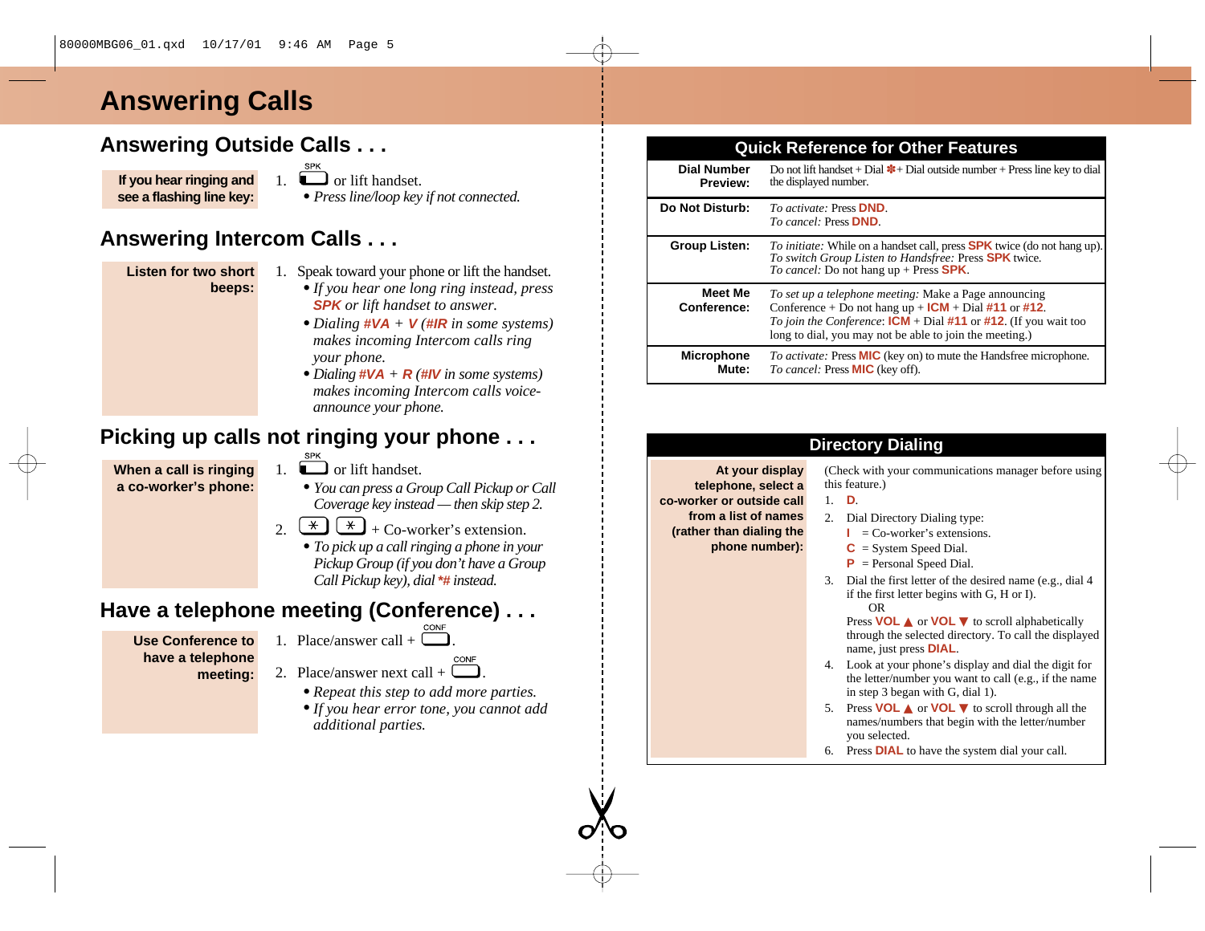# Answering Calls

## Answering Outside Calls . . .

**If you hear ringing and see a flashing line key:**

1. SPK or lift handset.
   - *Press line/loop key if not connected.*

## Answering Intercom Calls . . .

**Listen for two short beeps:**

1. Speak toward your phone or lift the handset.
   - *If you hear one long ring instead, press* **SPK** *or lift handset to answer.*
   - *Dialing* **#VA** + **V** (**#IR** *in some systems) makes incoming Intercom calls ring your phone.*
   - *Dialing* **#VA** + **R** (**#IV** *in some systems) makes incoming Intercom calls voice-announce your phone.*

## Picking up calls not ringing your phone . . .

**When a call is ringing a co-worker's phone:**

1. SPK or lift handset.
   - *You can press a Group Call Pickup or Call Coverage key instead — then skip step 2.*
2. * * + Co-worker's extension.
   - *To pick up a call ringing a phone in your Pickup Group (if you don't have a Group Call Pickup key), dial* **\*#** *instead.*

## Have a telephone meeting (Conference) . . .

**Use Conference to have a telephone meeting:**

1. Place/answer call + CONF.
2. Place/answer next call + CONF.
   - *Repeat this step to add more parties.*
   - *If you hear error tone, you cannot add additional parties.*

## Quick Reference for Other Features

| | |
|---|---|
| **Dial Number Preview:** | Do not lift handset + Dial **✽** + Dial outside number + Press line key to dial the displayed number. |
| **Do Not Disturb:** | *To activate:* Press **DND**. *To cancel:* Press **DND**. |
| **Group Listen:** | *To initiate:* While on a handset call, press **SPK** twice (do not hang up). *To switch Group Listen to Handsfree:* Press **SPK** twice. *To cancel:* Do not hang up + Press **SPK**. |
| **Meet Me Conference:** | *To set up a telephone meeting:* Make a Page announcing Conference + Do not hang up + **ICM** + Dial **#11** or **#12**. *To join the Conference*: **ICM** + Dial **#11** or **#12**. (If you wait too long to dial, you may not be able to join the meeting.) |
| **Microphone Mute:** | *To activate:* Press **MIC** (key on) to mute the Handsfree microphone. *To cancel:* Press **MIC** (key off). |

## Directory Dialing

**At your display telephone, select a co-worker or outside call from a list of names (rather than dialing the phone number):**

(Check with your communications manager before using this feature.)

1. **D**.
2. Dial Directory Dialing type:
   - **I** = Co-worker's extensions.
   - **C** = System Speed Dial.
   - **P** = Personal Speed Dial.
3. Dial the first letter of the desired name (e.g., dial 4 if the first letter begins with G, H or I).
   OR
   Press **VOL ▲** or **VOL ▼** to scroll alphabetically through the selected directory. To call the displayed name, just press **DIAL**.
4. Look at your phone's display and dial the digit for the letter/number you want to call (e.g., if the name in step 3 began with G, dial 1).
5. Press **VOL ▲** or **VOL ▼** to scroll through all the names/numbers that begin with the letter/number you selected.
6. Press **DIAL** to have the system dial your call.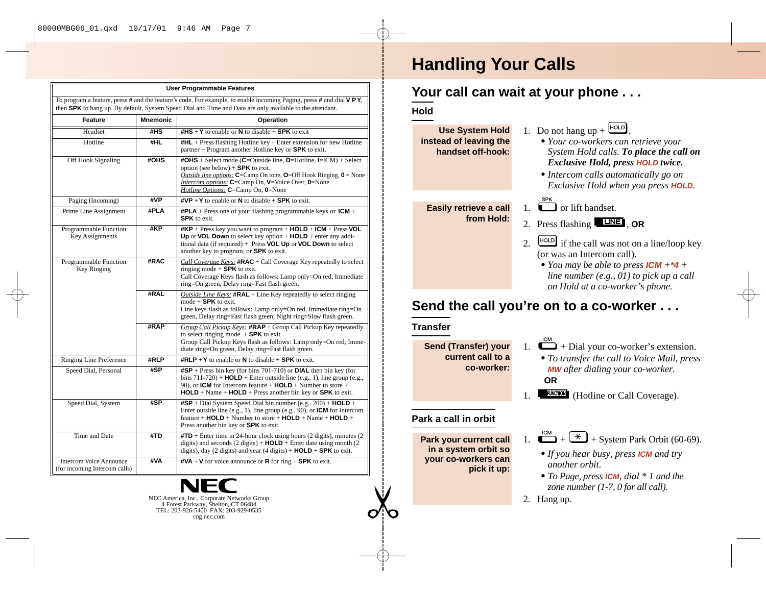| User Programmable Features | | |
|---|---|---|
| To program a feature, press **#** and the feature's code. For example, to enable incoming Paging, press **#** and dial **V P Y**, then **SPK** to hang up. By default, System Speed Dial and Time and Date are only available to the attendant. | | |
| **Feature** | **Mnemonic** | **Operation** |
| Headset | **#HS** | **#HS** + **Y** to enable or **N** to disable + **SPK** to exit |
| Hotline | **#HL** | **#HL** + Press flashing Hotline key + Enter extension for new Hotline partner + Program another Hotline key or **SPK** to exit. |
| Off Hook Signaling | **#OHS** | **#OHS** + Select mode (**C**=Outside line, **D**=Hotline, **I**=ICM) + Select option (see below) + **SPK** to exit. <u>Outside line options:</u> **C**=Camp On tone, **O**=Off Hook Ringing, **0** = None <u>Intercom options:</u> **C**=Camp On, **V**=Voice Over, **0**=None <u>Hotline Options:</u> **C**=Camp On, **0**=None |
| Paging (Incoming) | **#VP** | **#VP** + **Y** to enable or **N** to disable + **SPK** to exit. |
| Prime Line Assignment | **#PLA** | **#PLA** + Press one of your flashing programmable keys or **ICM** + **SPK** to exit. |
| Programmable Function Key Assignments | **#KP** | **#KP** + Press key you want to program + **HOLD** + **ICM** + Press **VOL Up** or **VOL Down** to select key option + **HOLD** + enter any additional data (if required) + Press **VOL Up** or **VOL Down** to select another key to program, or **SPK** to exit. |
| Programmable Function Key Ringing | **#RAC** | <u>Call Coverage Keys:</u> **#RAC** + Call Coverage Key repeatedly to select ringing mode + **SPK** to exit. Call Coverage Keys flash as follows: Lamp only=On red, Immediate ring=On green, Delay ring=Fast flash green. |
| | **#RAL** | <u>Outside Line Keys:</u> **#RAL** + Line Key repeatedly to select ringing mode + **SPK** to exit. Line keys flash as follows: Lamp only=On red, Immediate ring=On green, Delay ring=Fast flash green, Night ring=Slow flash green. |
| | **#RAP** | <u>Group Call Pickup Keys:</u> **#RAP** + Group Call Pickup Key repeatedly to select ringing mode + **SPK** to exit. Group Call Pickup Keys flash as follows: Lamp only=On red, Immediate ring=On green, Delay ring=Fast flash green. |
| Ringing Line Preference | **#RLP** | **#RLP** + **Y** to enable or **N** to disable + **SPK** to exit. |
| Speed Dial, Personal | **#SP** | **#SP** + Press bin key (for bins 701-710) or **DIAL** then bin key (for bins 711-720) + **HOLD** + Enter outside line (e.g., 1), line group (e.g., 90), or **ICM** for Intercom feature + **HOLD** + Number to store + **HOLD** + Name + **HOLD** + Press another bin key or **SPK** to exit. |
| Speed Dial, System | **#SP** | **#SP** + Dial System Speed Dial bin number (e.g., 200) + **HOLD** + Enter outside line (e.g., 1), line group (e.g., 90), or **ICM** for Intercom feature + **HOLD** + Number to store + **HOLD** + Name + **HOLD** + Press another bin key or **SPK** to exit. |
| Time and Date | **#TD** | **#TD** + Enter time in 24-hour clock using hours (2 digits), minutes (2 digits) and seconds (2 digits) + **HOLD** + Enter date using month (2 digits), day (2 digits) and year (4 digits) + **HOLD** + **SPK** to exit. |
| Intercom Voice Announce (for incoming Intercom calls) | **#VA** | **#VA** + **V** for voice announce or **R** for ring + **SPK** to exit. |

**NEC**

NEC America, Inc., Corporate Networks Group
4 Forest Parkway, Shelton, CT 06484
TEL: 203-926-5400 FAX: 203-929-0535
cng.nec.com

# Handling Your Calls

## Your call can wait at your phone . . .

### Hold

**Use System Hold instead of leaving the handset off-hook:**

1. Do not hang up + HOLD.
   - *Your co-workers can retrieve your System Hold calls.* ***To place the call on Exclusive Hold, press HOLD twice.***
   - *Intercom calls automatically go on Exclusive Hold when you press* ***HOLD****.*

**Easily retrieve a call from Hold:**

1. SPK or lift handset.
2. Press flashing LINE, **OR**
2. HOLD if the call was not on a line/loop key (or was an Intercom call).
   - *You may be able to press* ***ICM +*4*** *+ line number (e.g., 01) to pick up a call on Hold at a co-worker's phone.*

## Send the call you're on to a co-worker . . .

### Transfer

**Send (Transfer) your current call to a co-worker:**

1. ICM + Dial your co-worker's extension.
   - *To transfer the call to Voice Mail, press* ***MW*** *after dialing your co-worker.*

**OR**

1. FUNCTION (Hotline or Call Coverage).

### Park a call in orbit

**Park your current call in a system orbit so your co-workers can pick it up:**

1. ICM + * + System Park Orbit (60-69).
   - *If you hear busy, press* ***ICM*** *and try another orbit.*
   - *To Page, press* ***ICM****, dial * 1 and the zone number (1-7, 0 for all call).*
2. Hang up.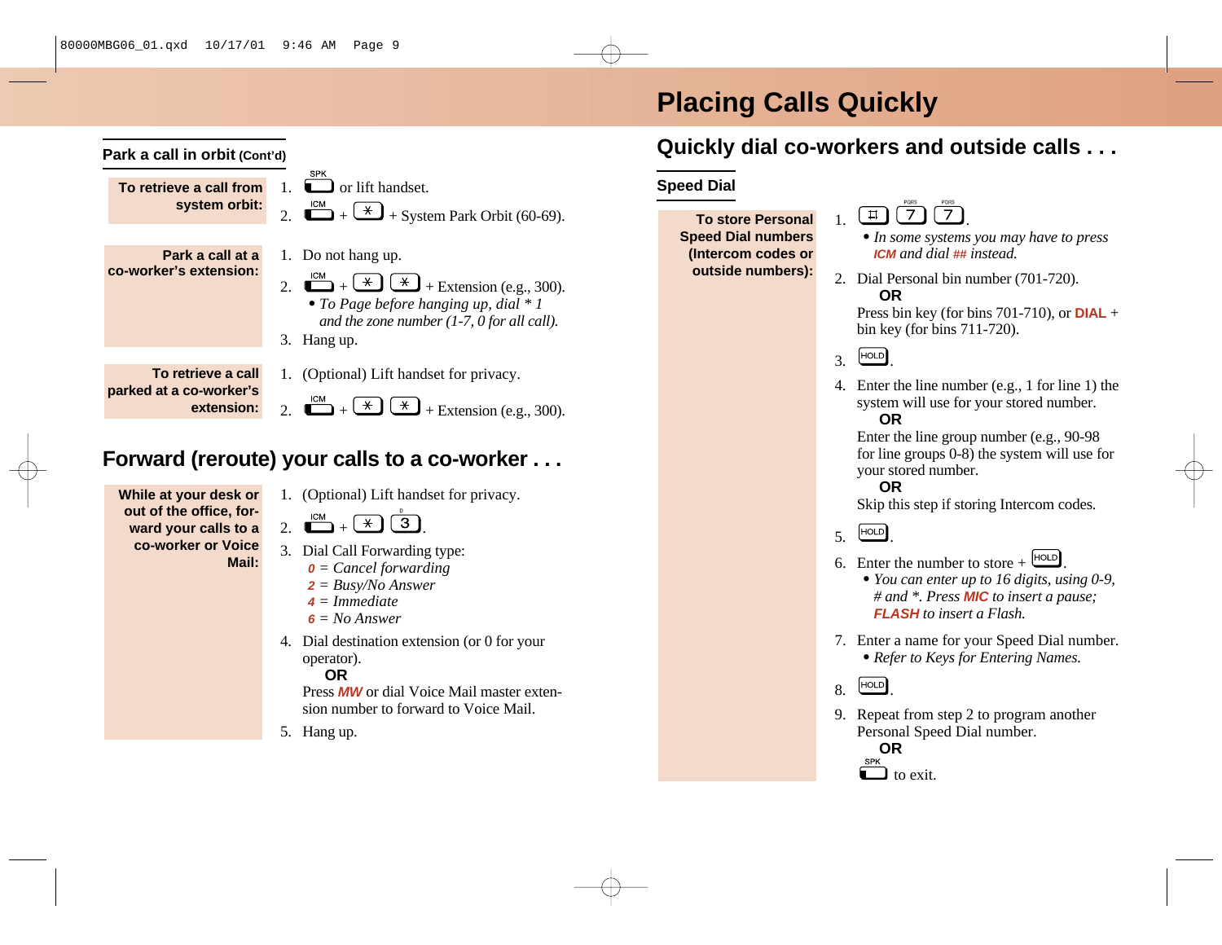## Park a call in orbit (Cont'd)

**To retrieve a call from system orbit:**

1. SPK or lift handset.
2. ICM + * + System Park Orbit (60-69).

**Park a call at a co-worker's extension:**

1. Do not hang up.
2. ICM + * * + Extension (e.g., 300).
   - *To Page before hanging up, dial * 1 and the zone number (1-7, 0 for all call).*
3. Hang up.

**To retrieve a call parked at a co-worker's extension:**

1. (Optional) Lift handset for privacy.
2. ICM + * * + Extension (e.g., 300).

## Forward (reroute) your calls to a co-worker . . .

**While at your desk or out of the office, forward your calls to a co-worker or Voice Mail:**

1. (Optional) Lift handset for privacy.
2. ICM + * 3.
3. Dial Call Forwarding type:
   - *0 = Cancel forwarding*
   - *2 = Busy/No Answer*
   - *4 = Immediate*
   - *6 = No Answer*
4. Dial destination extension (or 0 for your operator).

   **OR**

   Press ***MW*** or dial Voice Mail master extension number to forward to Voice Mail.
5. Hang up.

# Placing Calls Quickly

## Quickly dial co-workers and outside calls . . .

### Speed Dial

**To store Personal Speed Dial numbers (Intercom codes or outside numbers):**

1. # 7 7.
   - *In some systems you may have to press **ICM** and dial **##** instead.*
2. Dial Personal bin number (701-720).

   **OR**

   Press bin key (for bins 701-710), or **DIAL** + bin key (for bins 711-720).
3. HOLD.
4. Enter the line number (e.g., 1 for line 1) the system will use for your stored number.

   **OR**

   Enter the line group number (e.g., 90-98 for line groups 0-8) the system will use for your stored number.

   **OR**

   Skip this step if storing Intercom codes.
5. HOLD.
6. Enter the number to store + HOLD.
   - *You can enter up to 16 digits, using 0-9, # and *. Press **MIC** to insert a pause; **FLASH** to insert a Flash.*
7. Enter a name for your Speed Dial number.
   - *Refer to Keys for Entering Names.*
8. HOLD.
9. Repeat from step 2 to program another Personal Speed Dial number.

   **OR**

   SPK to exit.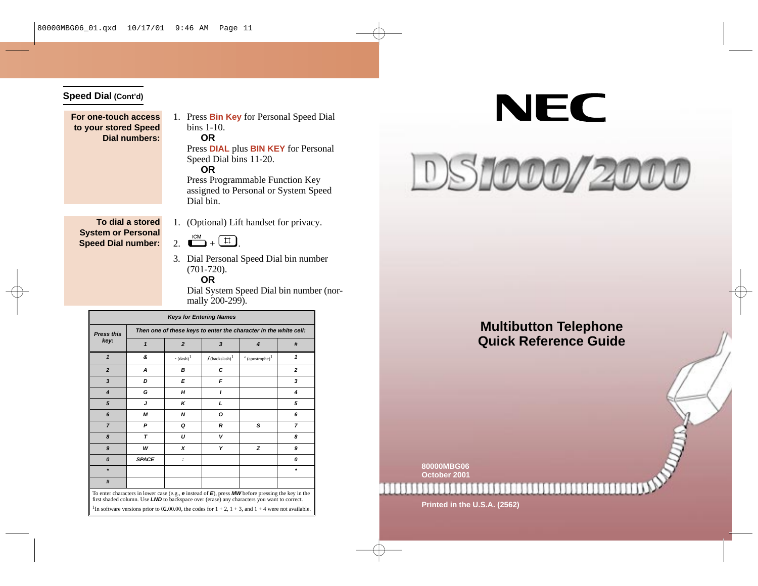## Speed Dial (Cont'd)

**For one-touch access to your stored Speed Dial numbers:**

1. Press **Bin Key** for Personal Speed Dial bins 1-10.
   **OR**
   Press **DIAL** plus **BIN KEY** for Personal Speed Dial bins 11-20.
   **OR**
   Press Programmable Function Key assigned to Personal or System Speed Dial bin.

**To dial a stored System or Personal Speed Dial number:**

1. (Optional) Lift handset for privacy.
2. ICM + #.
3. Dial Personal Speed Dial bin number (701-720).
   **OR**
   Dial System Speed Dial bin number (normally 200-299).

**Keys for Entering Names**

| Press this key: | Then one of these keys to enter the character in the white cell: | | | | |
|---|---|---|---|---|---|
| | 1 | 2 | 3 | 4 | # |
| 1 | & | - (dash)[1] | / (backslash)[1] | ' (apostrophe)[1] | 1 |
| 2 | A | B | C | | 2 |
| 3 | D | E | F | | 3 |
| 4 | G | H | I | | 4 |
| 5 | J | K | L | | 5 |
| 6 | M | N | O | | 6 |
| 7 | P | Q | R | S | 7 |
| 8 | T | U | V | | 8 |
| 9 | W | X | Y | Z | 9 |
| 0 | SPACE | : | | | 0 |
| * | | | | | * |
| # | | | | | |

To enter characters in lower case (e.g., *e* instead of *E*), press ***MW*** before pressing the key in the first shaded column. Use ***LND*** to backspace over (erase) any characters you want to correct.

[1]In software versions prior to 02.00.00, the codes for 1 + 2, 1 + 3, and 1 + 4 were not available.

# NEC

# DS1000/2000

## Multibutton Telephone Quick Reference Guide

80000MBG06
October 2001

Printed in the U.S.A. (2562)